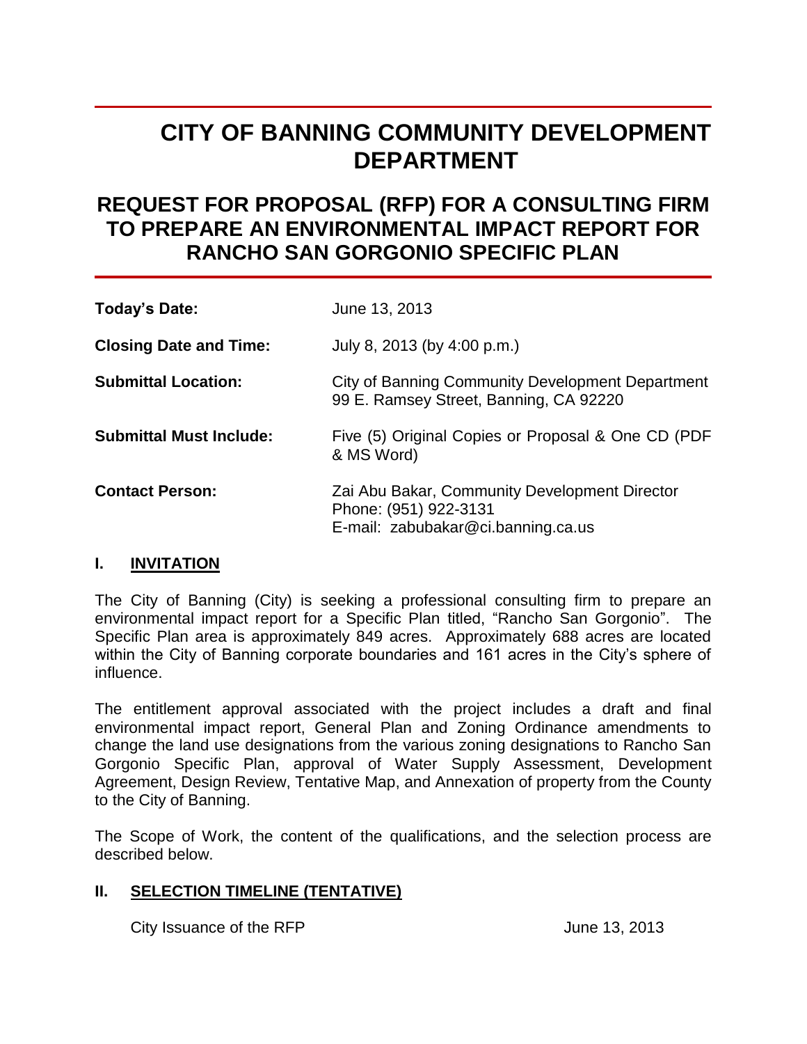# CITY OF BANNING COMMUNITY DEVELOPMENT DEPARTMENT

## REQUEST FOR PROPOSAL (RFP) FOR A CONSULTING FIRM TO PREPARE AN ENVIRONMENTAL IMPACT REPORT FOR RANCHO SAN GORGONIO SPECIFIC PLAN

| | |
|---|---|
| **Today's Date:** | June 13, 2013 |
| **Closing Date and Time:** | July 8, 2013 (by 4:00 p.m.) |
| **Submittal Location:** | City of Banning Community Development Department<br>99 E. Ramsey Street, Banning, CA 92220 |
| **Submittal Must Include:** | Five (5) Original Copies or Proposal & One CD (PDF & MS Word) |
| **Contact Person:** | Zai Abu Bakar, Community Development Director<br>Phone: (951) 922-3131<br>E-mail: zabubakar@ci.banning.ca.us |

### I. INVITATION

The City of Banning (City) is seeking a professional consulting firm to prepare an environmental impact report for a Specific Plan titled, "Rancho San Gorgonio". The Specific Plan area is approximately 849 acres. Approximately 688 acres are located within the City of Banning corporate boundaries and 161 acres in the City's sphere of influence.

The entitlement approval associated with the project includes a draft and final environmental impact report, General Plan and Zoning Ordinance amendments to change the land use designations from the various zoning designations to Rancho San Gorgonio Specific Plan, approval of Water Supply Assessment, Development Agreement, Design Review, Tentative Map, and Annexation of property from the County to the City of Banning.

The Scope of Work, the content of the qualifications, and the selection process are described below.

### II. SELECTION TIMELINE (TENTATIVE)

| | |
|---|---|
| City Issuance of the RFP | June 13, 2013 |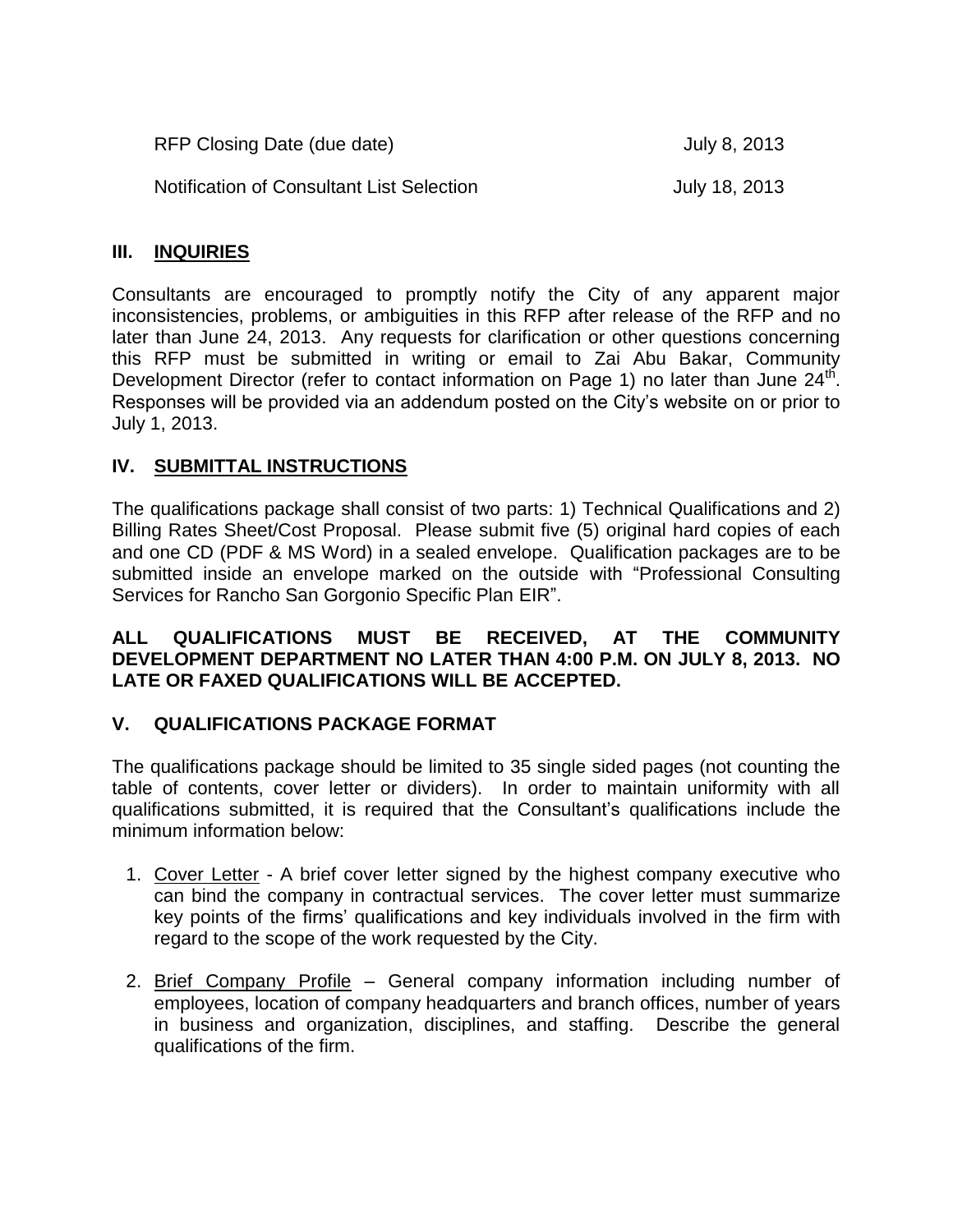| | |
|---|---|
| RFP Closing Date (due date) | July 8, 2013 |
| Notification of Consultant List Selection | July 18, 2013 |

## III. INQUIRIES

Consultants are encouraged to promptly notify the City of any apparent major inconsistencies, problems, or ambiguities in this RFP after release of the RFP and no later than June 24, 2013. Any requests for clarification or other questions concerning this RFP must be submitted in writing or email to Zai Abu Bakar, Community Development Director (refer to contact information on Page 1) no later than June 24th. Responses will be provided via an addendum posted on the City's website on or prior to July 1, 2013.

## IV. SUBMITTAL INSTRUCTIONS

The qualifications package shall consist of two parts: 1) Technical Qualifications and 2) Billing Rates Sheet/Cost Proposal. Please submit five (5) original hard copies of each and one CD (PDF & MS Word) in a sealed envelope. Qualification packages are to be submitted inside an envelope marked on the outside with "Professional Consulting Services for Rancho San Gorgonio Specific Plan EIR".

**ALL QUALIFICATIONS MUST BE RECEIVED, AT THE COMMUNITY DEVELOPMENT DEPARTMENT NO LATER THAN 4:00 P.M. ON JULY 8, 2013. NO LATE OR FAXED QUALIFICATIONS WILL BE ACCEPTED.**

## V. QUALIFICATIONS PACKAGE FORMAT

The qualifications package should be limited to 35 single sided pages (not counting the table of contents, cover letter or dividers). In order to maintain uniformity with all qualifications submitted, it is required that the Consultant's qualifications include the minimum information below:

1. Cover Letter - A brief cover letter signed by the highest company executive who can bind the company in contractual services. The cover letter must summarize key points of the firms' qualifications and key individuals involved in the firm with regard to the scope of the work requested by the City.

2. Brief Company Profile – General company information including number of employees, location of company headquarters and branch offices, number of years in business and organization, disciplines, and staffing. Describe the general qualifications of the firm.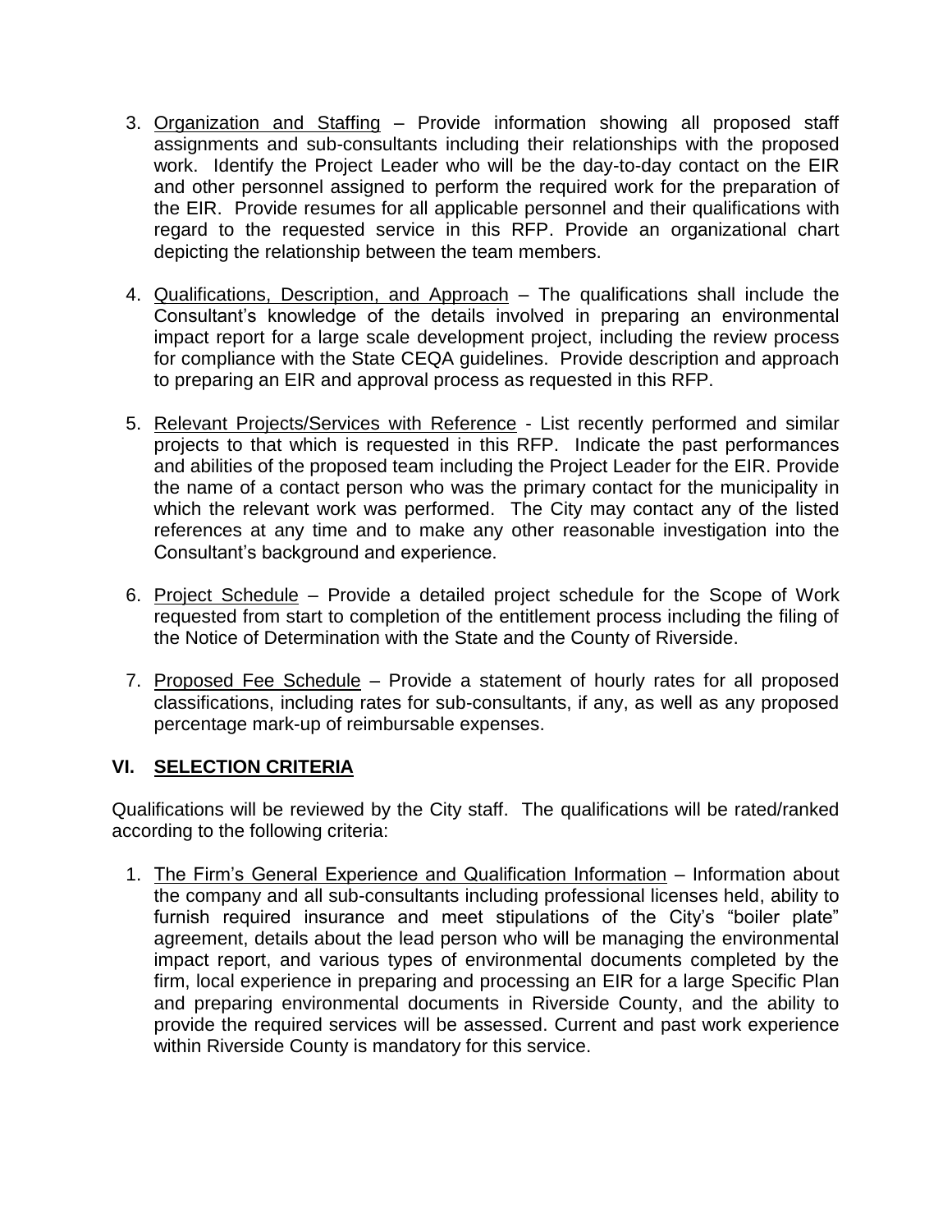3. Organization and Staffing – Provide information showing all proposed staff assignments and sub-consultants including their relationships with the proposed work. Identify the Project Leader who will be the day-to-day contact on the EIR and other personnel assigned to perform the required work for the preparation of the EIR. Provide resumes for all applicable personnel and their qualifications with regard to the requested service in this RFP. Provide an organizational chart depicting the relationship between the team members.

4. Qualifications, Description, and Approach – The qualifications shall include the Consultant's knowledge of the details involved in preparing an environmental impact report for a large scale development project, including the review process for compliance with the State CEQA guidelines. Provide description and approach to preparing an EIR and approval process as requested in this RFP.

5. Relevant Projects/Services with Reference - List recently performed and similar projects to that which is requested in this RFP. Indicate the past performances and abilities of the proposed team including the Project Leader for the EIR. Provide the name of a contact person who was the primary contact for the municipality in which the relevant work was performed. The City may contact any of the listed references at any time and to make any other reasonable investigation into the Consultant's background and experience.

6. Project Schedule – Provide a detailed project schedule for the Scope of Work requested from start to completion of the entitlement process including the filing of the Notice of Determination with the State and the County of Riverside.

7. Proposed Fee Schedule – Provide a statement of hourly rates for all proposed classifications, including rates for sub-consultants, if any, as well as any proposed percentage mark-up of reimbursable expenses.

## VI. SELECTION CRITERIA

Qualifications will be reviewed by the City staff. The qualifications will be rated/ranked according to the following criteria:

1. The Firm's General Experience and Qualification Information – Information about the company and all sub-consultants including professional licenses held, ability to furnish required insurance and meet stipulations of the City's "boiler plate" agreement, details about the lead person who will be managing the environmental impact report, and various types of environmental documents completed by the firm, local experience in preparing and processing an EIR for a large Specific Plan and preparing environmental documents in Riverside County, and the ability to provide the required services will be assessed. Current and past work experience within Riverside County is mandatory for this service.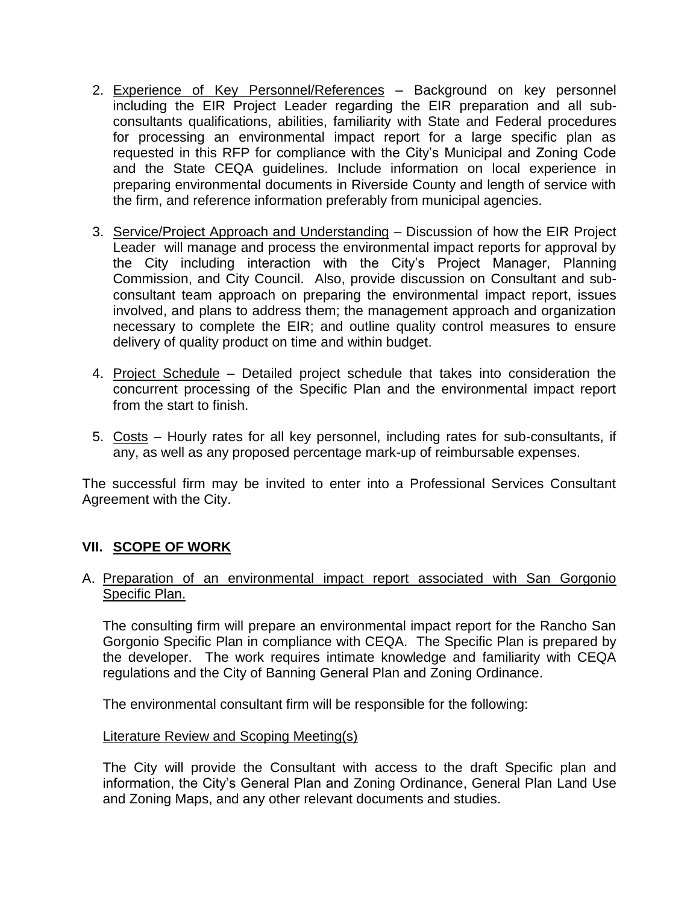2. <u>Experience of Key Personnel/References</u> – Background on key personnel including the EIR Project Leader regarding the EIR preparation and all sub-consultants qualifications, abilities, familiarity with State and Federal procedures for processing an environmental impact report for a large specific plan as requested in this RFP for compliance with the City's Municipal and Zoning Code and the State CEQA guidelines. Include information on local experience in preparing environmental documents in Riverside County and length of service with the firm, and reference information preferably from municipal agencies.

3. <u>Service/Project Approach and Understanding</u> – Discussion of how the EIR Project Leader will manage and process the environmental impact reports for approval by the City including interaction with the City's Project Manager, Planning Commission, and City Council. Also, provide discussion on Consultant and sub-consultant team approach on preparing the environmental impact report, issues involved, and plans to address them; the management approach and organization necessary to complete the EIR; and outline quality control measures to ensure delivery of quality product on time and within budget.

4. <u>Project Schedule</u> – Detailed project schedule that takes into consideration the concurrent processing of the Specific Plan and the environmental impact report from the start to finish.

5. <u>Costs</u> – Hourly rates for all key personnel, including rates for sub-consultants, if any, as well as any proposed percentage mark-up of reimbursable expenses.

The successful firm may be invited to enter into a Professional Services Consultant Agreement with the City.

## VII. <u>SCOPE OF WORK</u>

A. <u>Preparation of an environmental impact report associated with San Gorgonio Specific Plan.</u>

The consulting firm will prepare an environmental impact report for the Rancho San Gorgonio Specific Plan in compliance with CEQA. The Specific Plan is prepared by the developer. The work requires intimate knowledge and familiarity with CEQA regulations and the City of Banning General Plan and Zoning Ordinance.

The environmental consultant firm will be responsible for the following:

<u>Literature Review and Scoping Meeting(s)</u>

The City will provide the Consultant with access to the draft Specific plan and information, the City's General Plan and Zoning Ordinance, General Plan Land Use and Zoning Maps, and any other relevant documents and studies.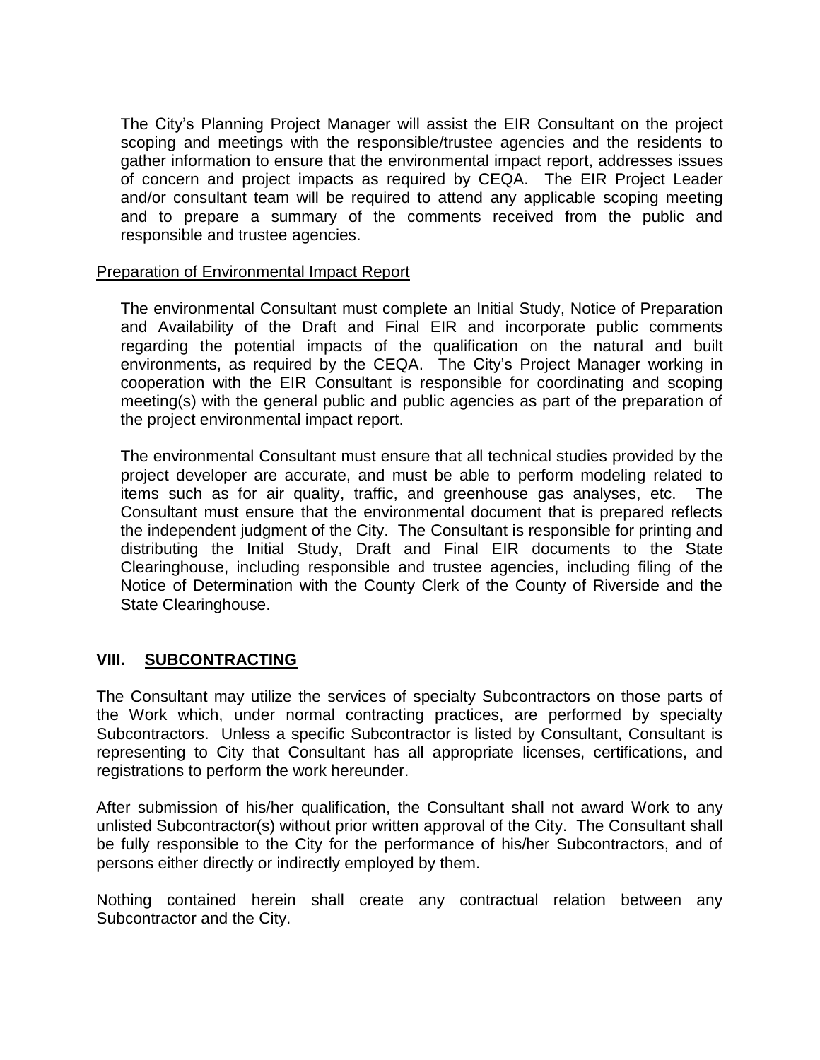The City's Planning Project Manager will assist the EIR Consultant on the project scoping and meetings with the responsible/trustee agencies and the residents to gather information to ensure that the environmental impact report, addresses issues of concern and project impacts as required by CEQA. The EIR Project Leader and/or consultant team will be required to attend any applicable scoping meeting and to prepare a summary of the comments received from the public and responsible and trustee agencies.

<u>Preparation of Environmental Impact Report</u>

The environmental Consultant must complete an Initial Study, Notice of Preparation and Availability of the Draft and Final EIR and incorporate public comments regarding the potential impacts of the qualification on the natural and built environments, as required by the CEQA. The City's Project Manager working in cooperation with the EIR Consultant is responsible for coordinating and scoping meeting(s) with the general public and public agencies as part of the preparation of the project environmental impact report.

The environmental Consultant must ensure that all technical studies provided by the project developer are accurate, and must be able to perform modeling related to items such as for air quality, traffic, and greenhouse gas analyses, etc. The Consultant must ensure that the environmental document that is prepared reflects the independent judgment of the City. The Consultant is responsible for printing and distributing the Initial Study, Draft and Final EIR documents to the State Clearinghouse, including responsible and trustee agencies, including filing of the Notice of Determination with the County Clerk of the County of Riverside and the State Clearinghouse.

## VIII. SUBCONTRACTING

The Consultant may utilize the services of specialty Subcontractors on those parts of the Work which, under normal contracting practices, are performed by specialty Subcontractors. Unless a specific Subcontractor is listed by Consultant, Consultant is representing to City that Consultant has all appropriate licenses, certifications, and registrations to perform the work hereunder.

After submission of his/her qualification, the Consultant shall not award Work to any unlisted Subcontractor(s) without prior written approval of the City. The Consultant shall be fully responsible to the City for the performance of his/her Subcontractors, and of persons either directly or indirectly employed by them.

Nothing contained herein shall create any contractual relation between any Subcontractor and the City.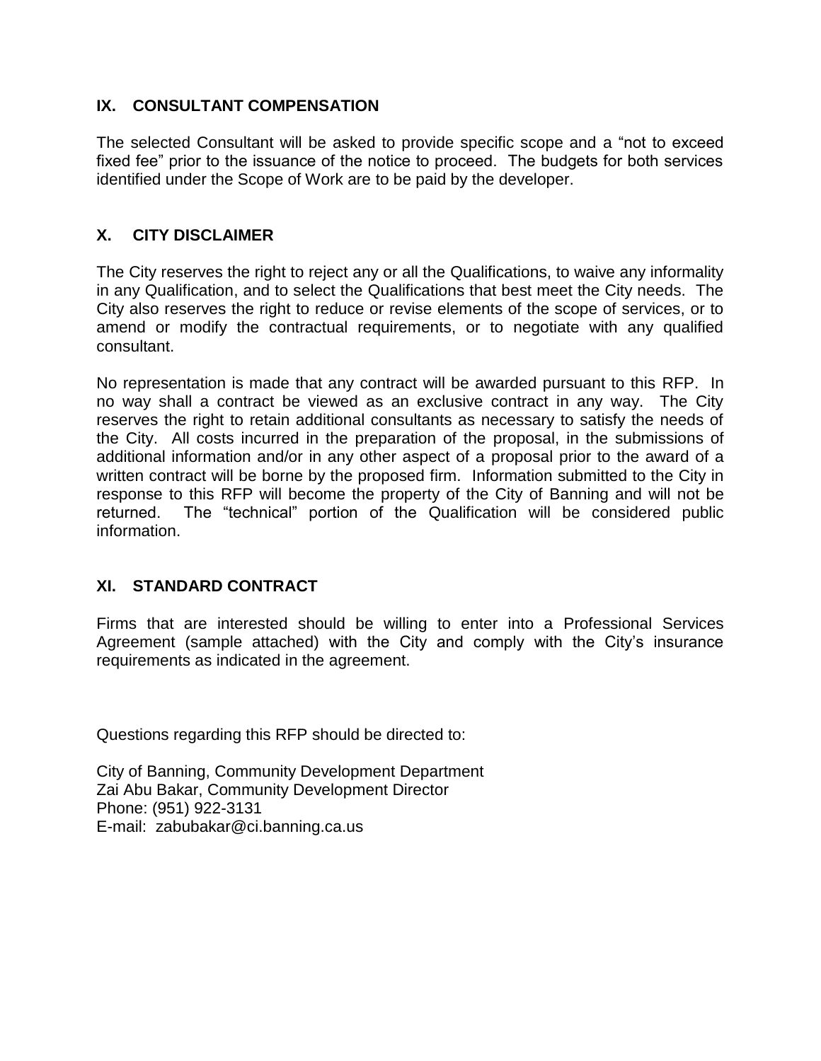## IX. CONSULTANT COMPENSATION

The selected Consultant will be asked to provide specific scope and a "not to exceed fixed fee" prior to the issuance of the notice to proceed. The budgets for both services identified under the Scope of Work are to be paid by the developer.

## X. CITY DISCLAIMER

The City reserves the right to reject any or all the Qualifications, to waive any informality in any Qualification, and to select the Qualifications that best meet the City needs. The City also reserves the right to reduce or revise elements of the scope of services, or to amend or modify the contractual requirements, or to negotiate with any qualified consultant.

No representation is made that any contract will be awarded pursuant to this RFP. In no way shall a contract be viewed as an exclusive contract in any way. The City reserves the right to retain additional consultants as necessary to satisfy the needs of the City. All costs incurred in the preparation of the proposal, in the submissions of additional information and/or in any other aspect of a proposal prior to the award of a written contract will be borne by the proposed firm. Information submitted to the City in response to this RFP will become the property of the City of Banning and will not be returned. The "technical" portion of the Qualification will be considered public information.

## XI. STANDARD CONTRACT

Firms that are interested should be willing to enter into a Professional Services Agreement (sample attached) with the City and comply with the City's insurance requirements as indicated in the agreement.

Questions regarding this RFP should be directed to:

City of Banning, Community Development Department
Zai Abu Bakar, Community Development Director
Phone: (951) 922-3131
E-mail: zabubakar@ci.banning.ca.us